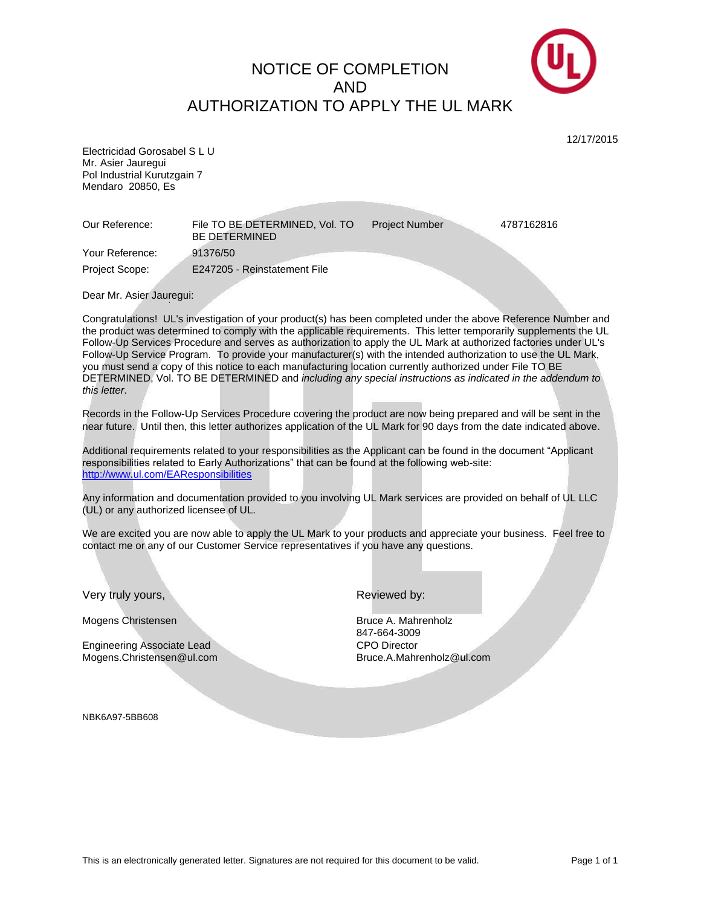# NOTICE OF COMPLETION AND AUTHORIZATION TO APPLY THE UL MARK

12/17/2015

Electricidad Gorosabel S L U
Mr. Asier Jauregui
Pol Industrial Kurutzgain 7
Mendaro 20850, Es

| | | | |
|---|---|---|---|
| Our Reference: | File TO BE DETERMINED, Vol. TO BE DETERMINED | Project Number | 4787162816 |
| Your Reference: | 91376/50 | | |
| Project Scope: | E247205 - Reinstatement File | | |

Dear Mr. Asier Jauregui:

Congratulations! UL's investigation of your product(s) has been completed under the above Reference Number and the product was determined to comply with the applicable requirements. This letter temporarily supplements the UL Follow-Up Services Procedure and serves as authorization to apply the UL Mark at authorized factories under UL's Follow-Up Service Program. To provide your manufacturer(s) with the intended authorization to use the UL Mark, you must send a copy of this notice to each manufacturing location currently authorized under File TO BE DETERMINED, Vol. TO BE DETERMINED and *including any special instructions as indicated in the addendum to this letter*.

Records in the Follow-Up Services Procedure covering the product are now being prepared and will be sent in the near future. Until then, this letter authorizes application of the UL Mark for 90 days from the date indicated above.

Additional requirements related to your responsibilities as the Applicant can be found in the document "Applicant responsibilities related to Early Authorizations" that can be found at the following web-site: http://www.ul.com/EAResponsibilities

Any information and documentation provided to you involving UL Mark services are provided on behalf of UL LLC (UL) or any authorized licensee of UL.

We are excited you are now able to apply the UL Mark to your products and appreciate your business. Feel free to contact me or any of our Customer Service representatives if you have any questions.

Very truly yours,

Mogens Christensen

Engineering Associate Lead
Mogens.Christensen@ul.com

Reviewed by:

Bruce A. Mahrenholz
847-664-3009
CPO Director
Bruce.A.Mahrenholz@ul.com

NBK6A97-5BB608

This is an electronically generated letter. Signatures are not required for this document to be valid.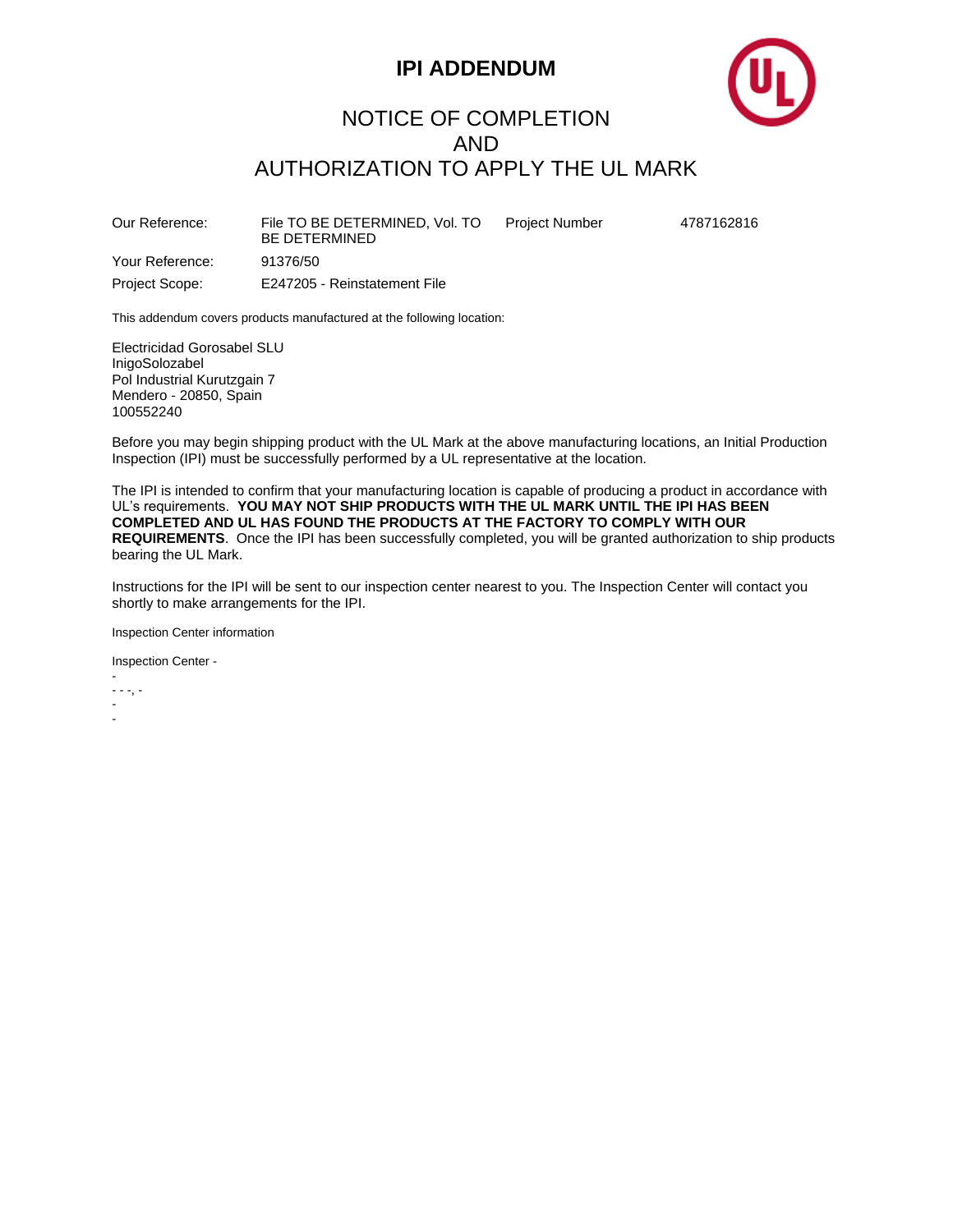# IPI ADDENDUM

## NOTICE OF COMPLETION AND AUTHORIZATION TO APPLY THE UL MARK

| | | | |
|---|---|---|---|
| Our Reference: | File TO BE DETERMINED, Vol. TO BE DETERMINED | Project Number | 4787162816 |
| Your Reference: | 91376/50 | | |
| Project Scope: | E247205 - Reinstatement File | | |

This addendum covers products manufactured at the following location:

Electricidad Gorosabel SLU
InigoSolozabel
Pol Industrial Kurutzgain 7
Mendero - 20850, Spain
100552240

Before you may begin shipping product with the UL Mark at the above manufacturing locations, an Initial Production Inspection (IPI) must be successfully performed by a UL representative at the location.

The IPI is intended to confirm that your manufacturing location is capable of producing a product in accordance with UL's requirements. **YOU MAY NOT SHIP PRODUCTS WITH THE UL MARK UNTIL THE IPI HAS BEEN COMPLETED AND UL HAS FOUND THE PRODUCTS AT THE FACTORY TO COMPLY WITH OUR REQUIREMENTS**. Once the IPI has been successfully completed, you will be granted authorization to ship products bearing the UL Mark.

Instructions for the IPI will be sent to our inspection center nearest to you. The Inspection Center will contact you shortly to make arrangements for the IPI.

Inspection Center information

Inspection Center -
-
- - -, -
-
-